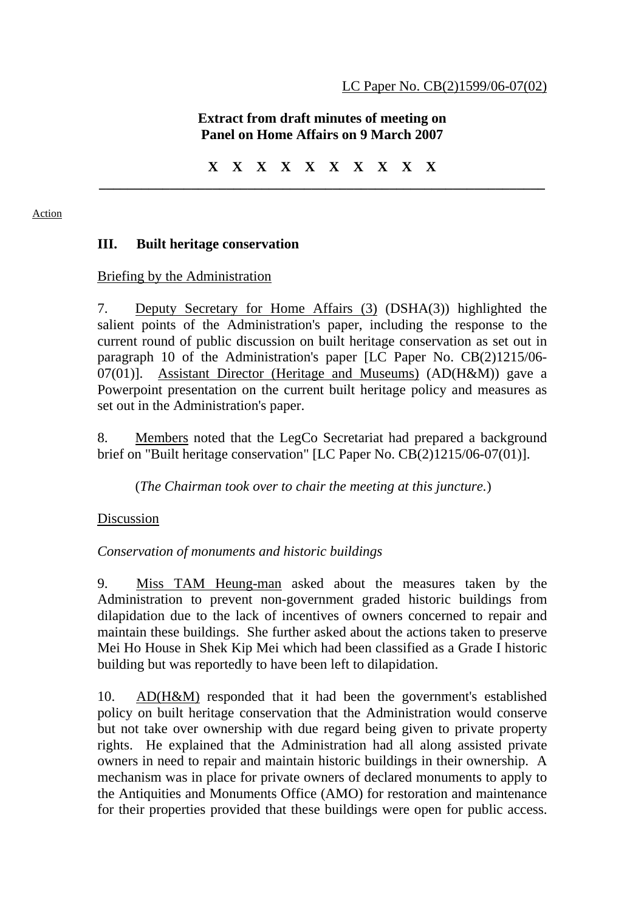LC Paper No. CB(2)1599/06-07(02)

**Extract from draft minutes of meeting on**
**Panel on Home Affairs on 9 March 2007**

**X X X X X X X X X X**

---

Action

### III. Built heritage conservation

Briefing by the Administration

7. Deputy Secretary for Home Affairs (3) (DSHA(3)) highlighted the salient points of the Administration's paper, including the response to the current round of public discussion on built heritage conservation as set out in paragraph 10 of the Administration's paper [LC Paper No. CB(2)1215/06-07(01)]. Assistant Director (Heritage and Museums) (AD(H&M)) gave a Powerpoint presentation on the current built heritage policy and measures as set out in the Administration's paper.

8. Members noted that the LegCo Secretariat had prepared a background brief on "Built heritage conservation" [LC Paper No. CB(2)1215/06-07(01)].

(*The Chairman took over to chair the meeting at this juncture.*)

Discussion

*Conservation of monuments and historic buildings*

9. Miss TAM Heung-man asked about the measures taken by the Administration to prevent non-government graded historic buildings from dilapidation due to the lack of incentives of owners concerned to repair and maintain these buildings. She further asked about the actions taken to preserve Mei Ho House in Shek Kip Mei which had been classified as a Grade I historic building but was reportedly to have been left to dilapidation.

10. AD(H&M) responded that it had been the government's established policy on built heritage conservation that the Administration would conserve but not take over ownership with due regard being given to private property rights. He explained that the Administration had all along assisted private owners in need to repair and maintain historic buildings in their ownership. A mechanism was in place for private owners of declared monuments to apply to the Antiquities and Monuments Office (AMO) for restoration and maintenance for their properties provided that these buildings were open for public access.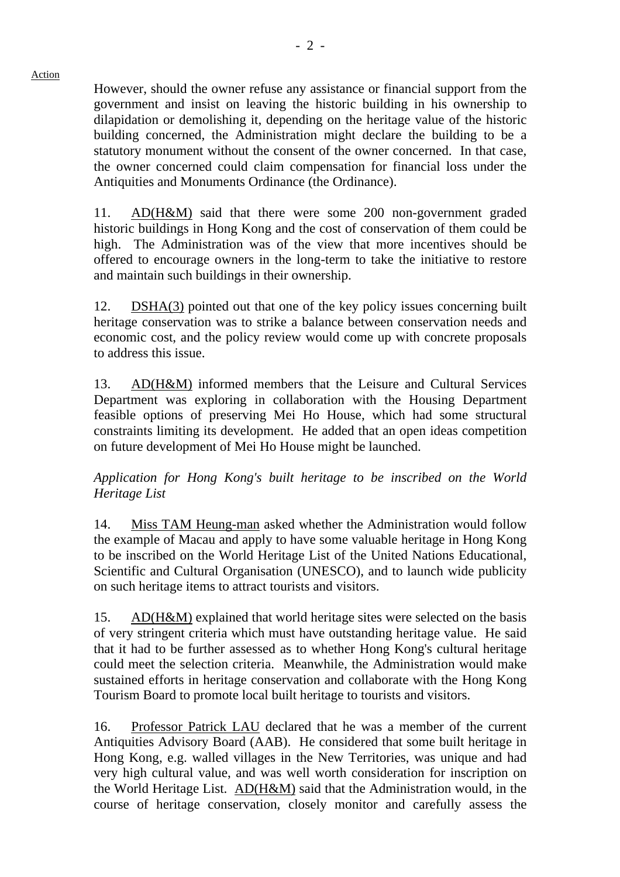However, should the owner refuse any assistance or financial support from the government and insist on leaving the historic building in his ownership to dilapidation or demolishing it, depending on the heritage value of the historic building concerned, the Administration might declare the building to be a statutory monument without the consent of the owner concerned. In that case, the owner concerned could claim compensation for financial loss under the Antiquities and Monuments Ordinance (the Ordinance).

11. AD(H&M) said that there were some 200 non-government graded historic buildings in Hong Kong and the cost of conservation of them could be high. The Administration was of the view that more incentives should be offered to encourage owners in the long-term to take the initiative to restore and maintain such buildings in their ownership.

12. DSHA(3) pointed out that one of the key policy issues concerning built heritage conservation was to strike a balance between conservation needs and economic cost, and the policy review would come up with concrete proposals to address this issue.

13. AD(H&M) informed members that the Leisure and Cultural Services Department was exploring in collaboration with the Housing Department feasible options of preserving Mei Ho House, which had some structural constraints limiting its development. He added that an open ideas competition on future development of Mei Ho House might be launched.

*Application for Hong Kong's built heritage to be inscribed on the World Heritage List*

14. Miss TAM Heung-man asked whether the Administration would follow the example of Macau and apply to have some valuable heritage in Hong Kong to be inscribed on the World Heritage List of the United Nations Educational, Scientific and Cultural Organisation (UNESCO), and to launch wide publicity on such heritage items to attract tourists and visitors.

15. AD(H&M) explained that world heritage sites were selected on the basis of very stringent criteria which must have outstanding heritage value. He said that it had to be further assessed as to whether Hong Kong's cultural heritage could meet the selection criteria. Meanwhile, the Administration would make sustained efforts in heritage conservation and collaborate with the Hong Kong Tourism Board to promote local built heritage to tourists and visitors.

16. Professor Patrick LAU declared that he was a member of the current Antiquities Advisory Board (AAB). He considered that some built heritage in Hong Kong, e.g. walled villages in the New Territories, was unique and had very high cultural value, and was well worth consideration for inscription on the World Heritage List. AD(H&M) said that the Administration would, in the course of heritage conservation, closely monitor and carefully assess the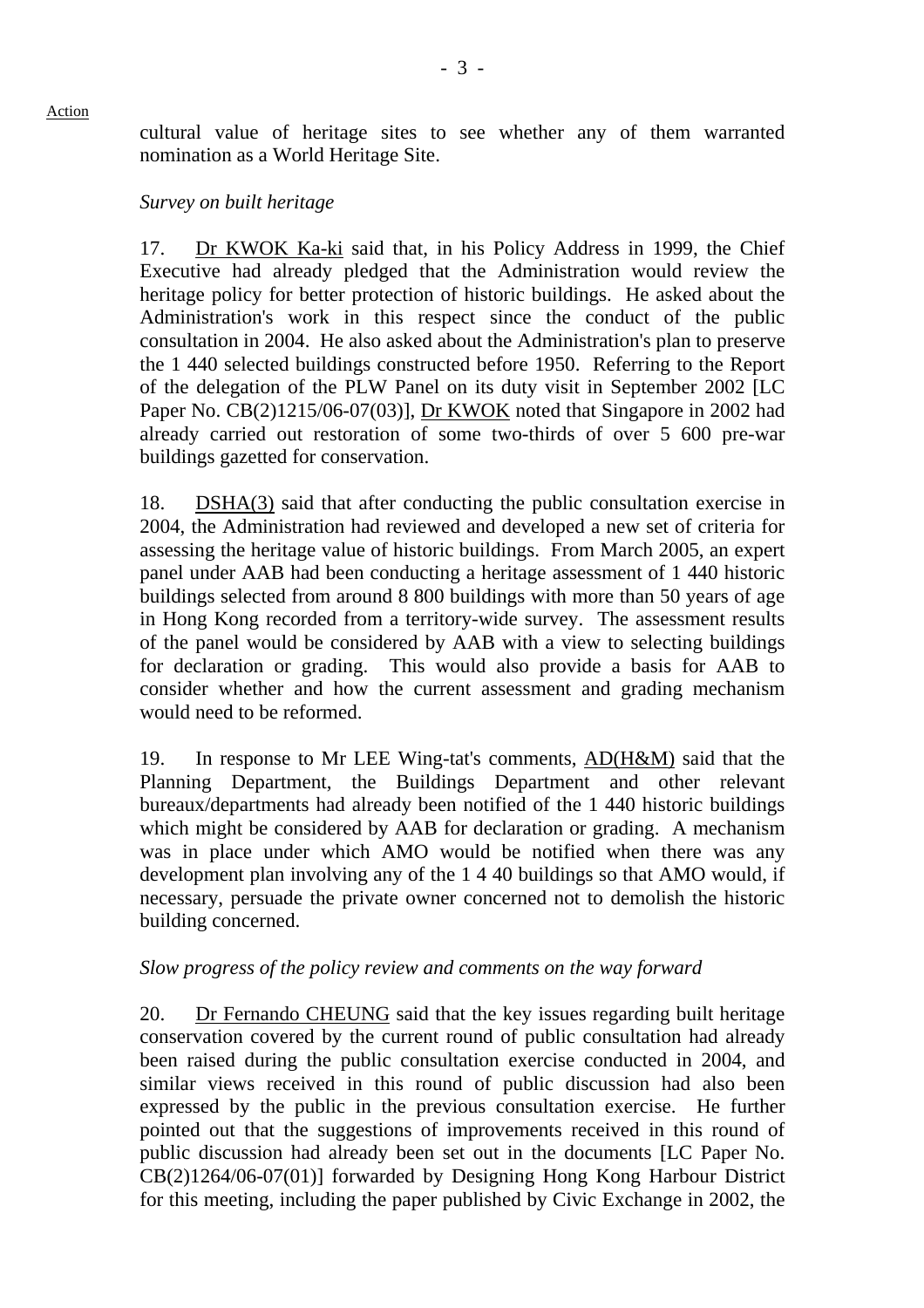Action

cultural value of heritage sites to see whether any of them warranted nomination as a World Heritage Site.

*Survey on built heritage*

17. Dr KWOK Ka-ki said that, in his Policy Address in 1999, the Chief Executive had already pledged that the Administration would review the heritage policy for better protection of historic buildings. He asked about the Administration's work in this respect since the conduct of the public consultation in 2004. He also asked about the Administration's plan to preserve the 1 440 selected buildings constructed before 1950. Referring to the Report of the delegation of the PLW Panel on its duty visit in September 2002 [LC Paper No. CB(2)1215/06-07(03)], Dr KWOK noted that Singapore in 2002 had already carried out restoration of some two-thirds of over 5 600 pre-war buildings gazetted for conservation.

18. DSHA(3) said that after conducting the public consultation exercise in 2004, the Administration had reviewed and developed a new set of criteria for assessing the heritage value of historic buildings. From March 2005, an expert panel under AAB had been conducting a heritage assessment of 1 440 historic buildings selected from around 8 800 buildings with more than 50 years of age in Hong Kong recorded from a territory-wide survey. The assessment results of the panel would be considered by AAB with a view to selecting buildings for declaration or grading. This would also provide a basis for AAB to consider whether and how the current assessment and grading mechanism would need to be reformed.

19. In response to Mr LEE Wing-tat's comments, AD(H&M) said that the Planning Department, the Buildings Department and other relevant bureaux/departments had already been notified of the 1 440 historic buildings which might be considered by AAB for declaration or grading. A mechanism was in place under which AMO would be notified when there was any development plan involving any of the 1 4 40 buildings so that AMO would, if necessary, persuade the private owner concerned not to demolish the historic building concerned.

*Slow progress of the policy review and comments on the way forward*

20. Dr Fernando CHEUNG said that the key issues regarding built heritage conservation covered by the current round of public consultation had already been raised during the public consultation exercise conducted in 2004, and similar views received in this round of public discussion had also been expressed by the public in the previous consultation exercise. He further pointed out that the suggestions of improvements received in this round of public discussion had already been set out in the documents [LC Paper No. CB(2)1264/06-07(01)] forwarded by Designing Hong Kong Harbour District for this meeting, including the paper published by Civic Exchange in 2002, the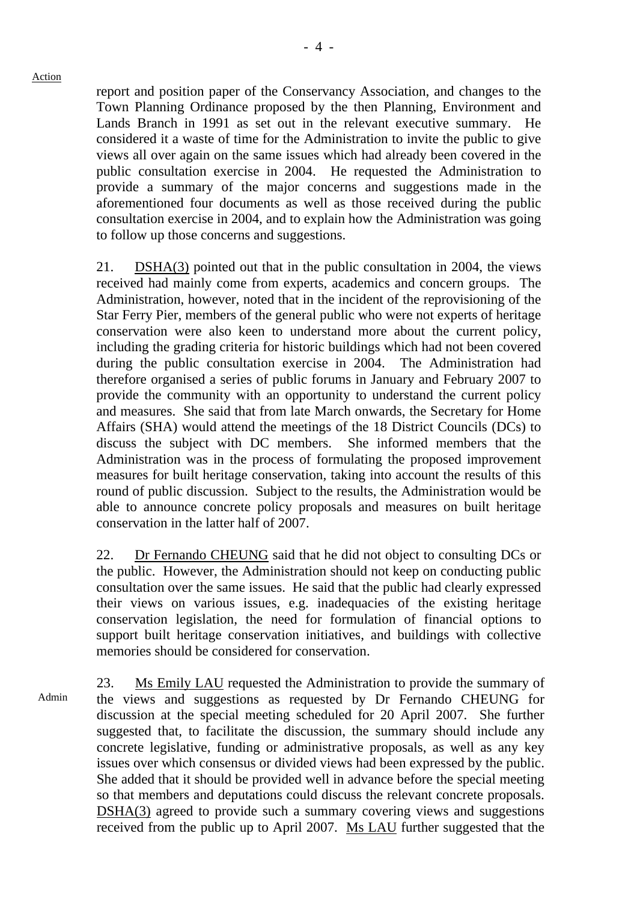Action

report and position paper of the Conservancy Association, and changes to the Town Planning Ordinance proposed by the then Planning, Environment and Lands Branch in 1991 as set out in the relevant executive summary. He considered it a waste of time for the Administration to invite the public to give views all over again on the same issues which had already been covered in the public consultation exercise in 2004. He requested the Administration to provide a summary of the major concerns and suggestions made in the aforementioned four documents as well as those received during the public consultation exercise in 2004, and to explain how the Administration was going to follow up those concerns and suggestions.

21. DSHA(3) pointed out that in the public consultation in 2004, the views received had mainly come from experts, academics and concern groups. The Administration, however, noted that in the incident of the reprovisioning of the Star Ferry Pier, members of the general public who were not experts of heritage conservation were also keen to understand more about the current policy, including the grading criteria for historic buildings which had not been covered during the public consultation exercise in 2004. The Administration had therefore organised a series of public forums in January and February 2007 to provide the community with an opportunity to understand the current policy and measures. She said that from late March onwards, the Secretary for Home Affairs (SHA) would attend the meetings of the 18 District Councils (DCs) to discuss the subject with DC members. She informed members that the Administration was in the process of formulating the proposed improvement measures for built heritage conservation, taking into account the results of this round of public discussion. Subject to the results, the Administration would be able to announce concrete policy proposals and measures on built heritage conservation in the latter half of 2007.

22. Dr Fernando CHEUNG said that he did not object to consulting DCs or the public. However, the Administration should not keep on conducting public consultation over the same issues. He said that the public had clearly expressed their views on various issues, e.g. inadequacies of the existing heritage conservation legislation, the need for formulation of financial options to support built heritage conservation initiatives, and buildings with collective memories should be considered for conservation.

Admin

23. Ms Emily LAU requested the Administration to provide the summary of the views and suggestions as requested by Dr Fernando CHEUNG for discussion at the special meeting scheduled for 20 April 2007. She further suggested that, to facilitate the discussion, the summary should include any concrete legislative, funding or administrative proposals, as well as any key issues over which consensus or divided views had been expressed by the public. She added that it should be provided well in advance before the special meeting so that members and deputations could discuss the relevant concrete proposals. DSHA(3) agreed to provide such a summary covering views and suggestions received from the public up to April 2007. Ms LAU further suggested that the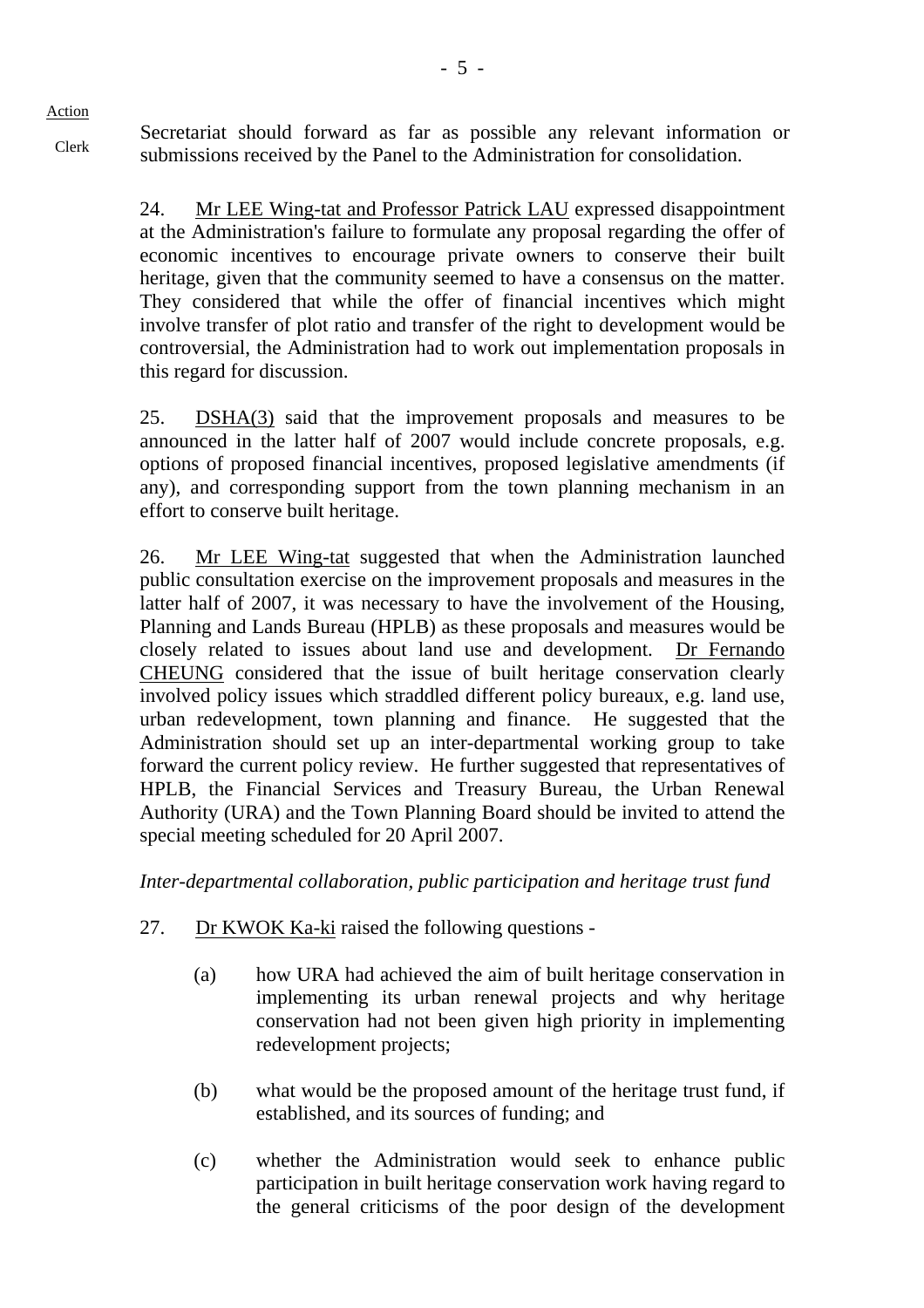Action

Clerk

Secretariat should forward as far as possible any relevant information or submissions received by the Panel to the Administration for consolidation.

24. Mr LEE Wing-tat and Professor Patrick LAU expressed disappointment at the Administration's failure to formulate any proposal regarding the offer of economic incentives to encourage private owners to conserve their built heritage, given that the community seemed to have a consensus on the matter. They considered that while the offer of financial incentives which might involve transfer of plot ratio and transfer of the right to development would be controversial, the Administration had to work out implementation proposals in this regard for discussion.

25. DSHA(3) said that the improvement proposals and measures to be announced in the latter half of 2007 would include concrete proposals, e.g. options of proposed financial incentives, proposed legislative amendments (if any), and corresponding support from the town planning mechanism in an effort to conserve built heritage.

26. Mr LEE Wing-tat suggested that when the Administration launched public consultation exercise on the improvement proposals and measures in the latter half of 2007, it was necessary to have the involvement of the Housing, Planning and Lands Bureau (HPLB) as these proposals and measures would be closely related to issues about land use and development. Dr Fernando CHEUNG considered that the issue of built heritage conservation clearly involved policy issues which straddled different policy bureaux, e.g. land use, urban redevelopment, town planning and finance. He suggested that the Administration should set up an inter-departmental working group to take forward the current policy review. He further suggested that representatives of HPLB, the Financial Services and Treasury Bureau, the Urban Renewal Authority (URA) and the Town Planning Board should be invited to attend the special meeting scheduled for 20 April 2007.

*Inter-departmental collaboration, public participation and heritage trust fund*

27. Dr KWOK Ka-ki raised the following questions -

(a) how URA had achieved the aim of built heritage conservation in implementing its urban renewal projects and why heritage conservation had not been given high priority in implementing redevelopment projects;

(b) what would be the proposed amount of the heritage trust fund, if established, and its sources of funding; and

(c) whether the Administration would seek to enhance public participation in built heritage conservation work having regard to the general criticisms of the poor design of the development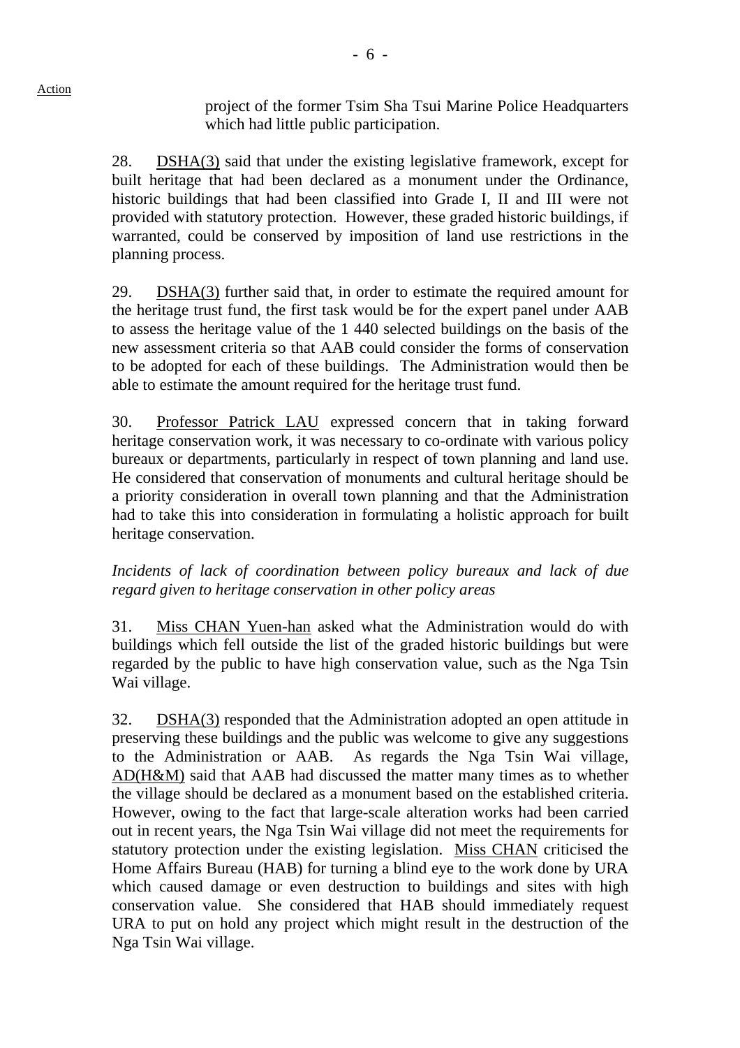Action

project of the former Tsim Sha Tsui Marine Police Headquarters which had little public participation.

28. DSHA(3) said that under the existing legislative framework, except for built heritage that had been declared as a monument under the Ordinance, historic buildings that had been classified into Grade I, II and III were not provided with statutory protection. However, these graded historic buildings, if warranted, could be conserved by imposition of land use restrictions in the planning process.

29. DSHA(3) further said that, in order to estimate the required amount for the heritage trust fund, the first task would be for the expert panel under AAB to assess the heritage value of the 1 440 selected buildings on the basis of the new assessment criteria so that AAB could consider the forms of conservation to be adopted for each of these buildings. The Administration would then be able to estimate the amount required for the heritage trust fund.

30. Professor Patrick LAU expressed concern that in taking forward heritage conservation work, it was necessary to co-ordinate with various policy bureaux or departments, particularly in respect of town planning and land use. He considered that conservation of monuments and cultural heritage should be a priority consideration in overall town planning and that the Administration had to take this into consideration in formulating a holistic approach for built heritage conservation.

*Incidents of lack of coordination between policy bureaux and lack of due regard given to heritage conservation in other policy areas*

31. Miss CHAN Yuen-han asked what the Administration would do with buildings which fell outside the list of the graded historic buildings but were regarded by the public to have high conservation value, such as the Nga Tsin Wai village.

32. DSHA(3) responded that the Administration adopted an open attitude in preserving these buildings and the public was welcome to give any suggestions to the Administration or AAB. As regards the Nga Tsin Wai village, AD(H&M) said that AAB had discussed the matter many times as to whether the village should be declared as a monument based on the established criteria. However, owing to the fact that large-scale alteration works had been carried out in recent years, the Nga Tsin Wai village did not meet the requirements for statutory protection under the existing legislation. Miss CHAN criticised the Home Affairs Bureau (HAB) for turning a blind eye to the work done by URA which caused damage or even destruction to buildings and sites with high conservation value. She considered that HAB should immediately request URA to put on hold any project which might result in the destruction of the Nga Tsin Wai village.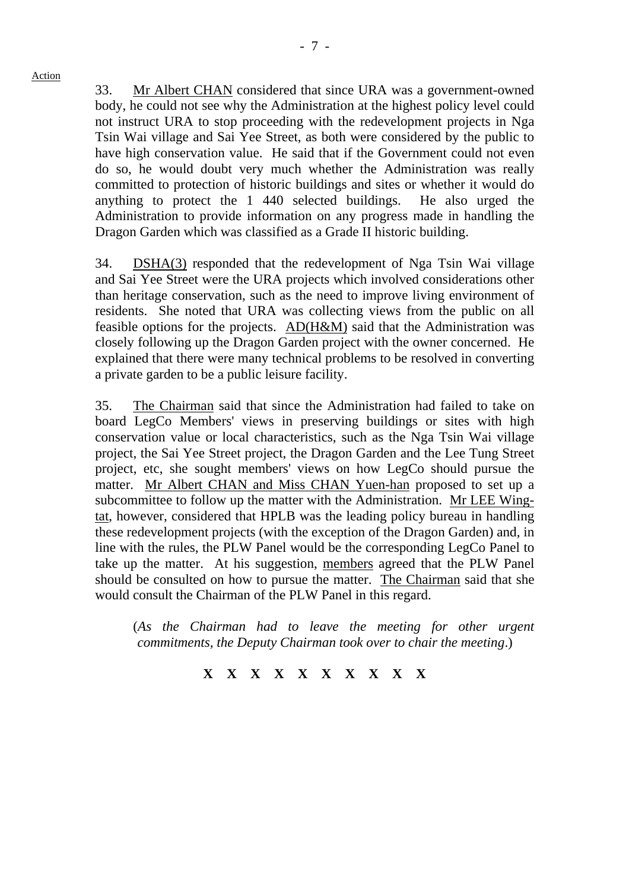Action

33. Mr Albert CHAN considered that since URA was a government-owned body, he could not see why the Administration at the highest policy level could not instruct URA to stop proceeding with the redevelopment projects in Nga Tsin Wai village and Sai Yee Street, as both were considered by the public to have high conservation value. He said that if the Government could not even do so, he would doubt very much whether the Administration was really committed to protection of historic buildings and sites or whether it would do anything to protect the 1 440 selected buildings. He also urged the Administration to provide information on any progress made in handling the Dragon Garden which was classified as a Grade II historic building.

34. DSHA(3) responded that the redevelopment of Nga Tsin Wai village and Sai Yee Street were the URA projects which involved considerations other than heritage conservation, such as the need to improve living environment of residents. She noted that URA was collecting views from the public on all feasible options for the projects. AD(H&M) said that the Administration was closely following up the Dragon Garden project with the owner concerned. He explained that there were many technical problems to be resolved in converting a private garden to be a public leisure facility.

35. The Chairman said that since the Administration had failed to take on board LegCo Members' views in preserving buildings or sites with high conservation value or local characteristics, such as the Nga Tsin Wai village project, the Sai Yee Street project, the Dragon Garden and the Lee Tung Street project, etc, she sought members' views on how LegCo should pursue the matter. Mr Albert CHAN and Miss CHAN Yuen-han proposed to set up a subcommittee to follow up the matter with the Administration. Mr LEE Wing-tat, however, considered that HPLB was the leading policy bureau in handling these redevelopment projects (with the exception of the Dragon Garden) and, in line with the rules, the PLW Panel would be the corresponding LegCo Panel to take up the matter. At his suggestion, members agreed that the PLW Panel should be consulted on how to pursue the matter. The Chairman said that she would consult the Chairman of the PLW Panel in this regard.

(*As the Chairman had to leave the meeting for other urgent commitments, the Deputy Chairman took over to chair the meeting*.)

**X X X X X X X X X X**